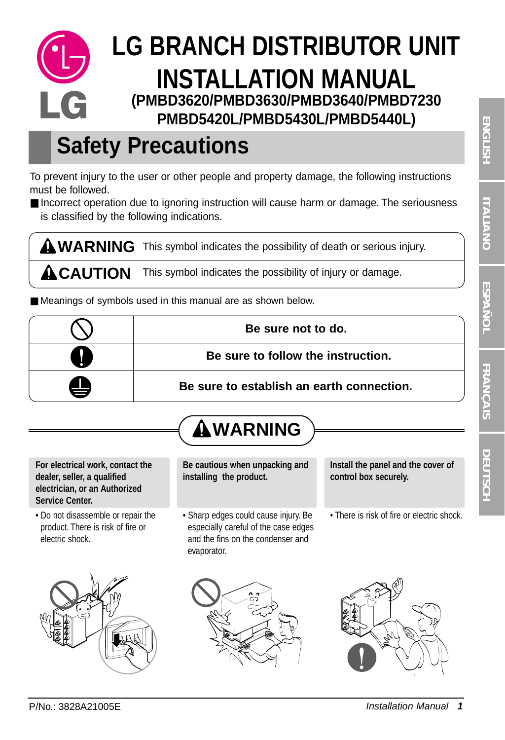# LG BRANCH DISTRIBUTOR UNIT INSTALLATION MANUAL

**(PMBD3620/PMBD3630/PMBD3640/PMBD7230 PMBD5420L/PMBD5430L/PMBD5440L)**

## Safety Precautions

To prevent injury to the user or other people and property damage, the following instructions must be followed.

■ Incorrect operation due to ignoring instruction will cause harm or damage. The seriousness is classified by the following indications.

| | |
|---|---|
| **⚠WARNING** | This symbol indicates the possibility of death or serious injury. |
| **⚠CAUTION** | This symbol indicates the possibility of injury or damage. |

■ Meanings of symbols used in this manual are as shown below.

| | |
|---|---|
| ⊘ | **Be sure not to do.** |
| ❗ | **Be sure to follow the instruction.** |
| ⏚ | **Be sure to establish an earth connection.** |

### ⚠WARNING

**For electrical work, contact the dealer, seller, a qualified electrician, or an Authorized Service Center.**

- Do not disassemble or repair the product. There is risk of fire or electric shock.

**Be cautious when unpacking and installing the product.**

- Sharp edges could cause injury. Be especially careful of the case edges and the fins on the condenser and evaporator.

**Install the panel and the cover of control box securely.**

- There is risk of fire or electric shock.

P/No.: 3828A21005E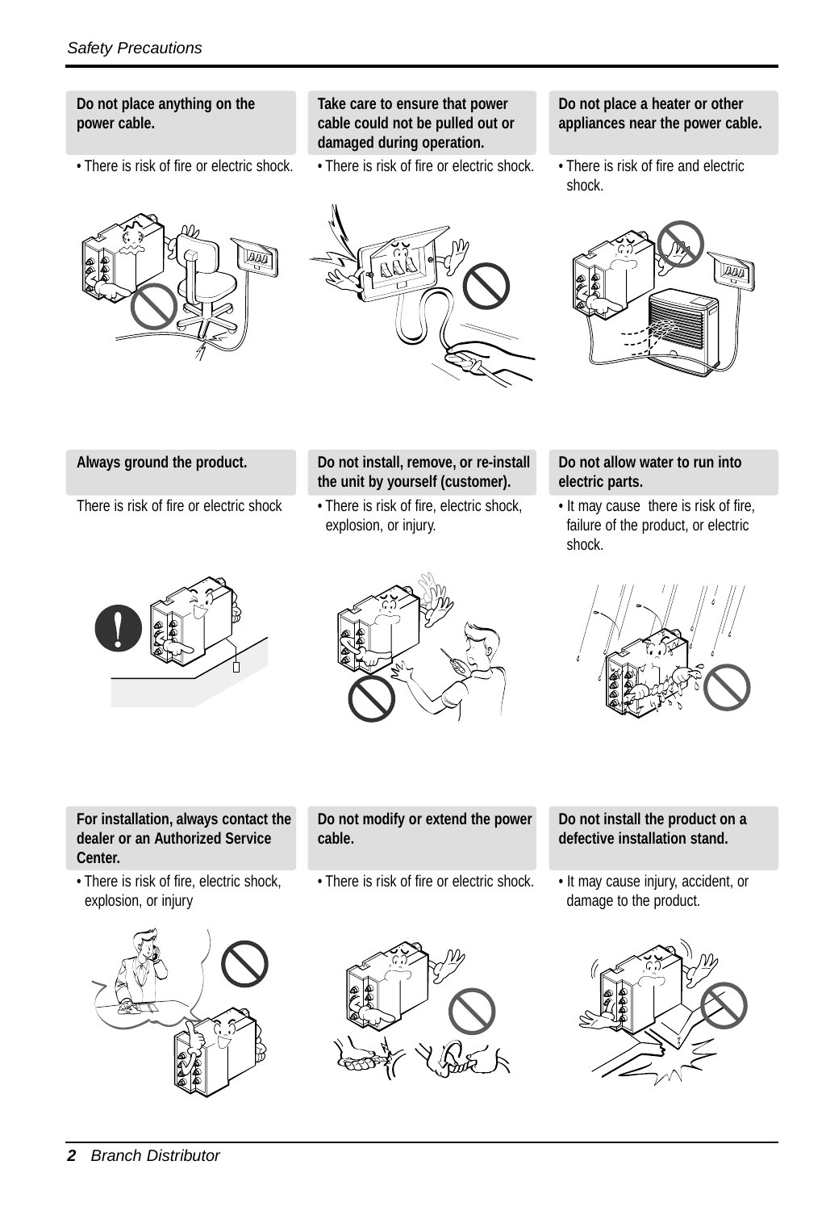**Do not place anything on the power cable.**

• There is risk of fire or electric shock.

**Take care to ensure that power cable could not be pulled out or damaged during operation.**

• There is risk of fire or electric shock.

**Do not place a heater or other appliances near the power cable.**

• There is risk of fire and electric shock.

**Always ground the product.**

There is risk of fire or electric shock

**Do not install, remove, or re-install the unit by yourself (customer).**

• There is risk of fire, electric shock, explosion, or injury.

**Do not allow water to run into electric parts.**

• It may cause  there is risk of fire, failure of the product, or electric shock.

**For installation, always contact the dealer or an Authorized Service Center.**

• There is risk of fire, electric shock, explosion, or injury

**Do not modify or extend the power cable.**

• There is risk of fire or electric shock.

**Do not install the product on a defective installation stand.**

• It may cause injury, accident, or damage to the product.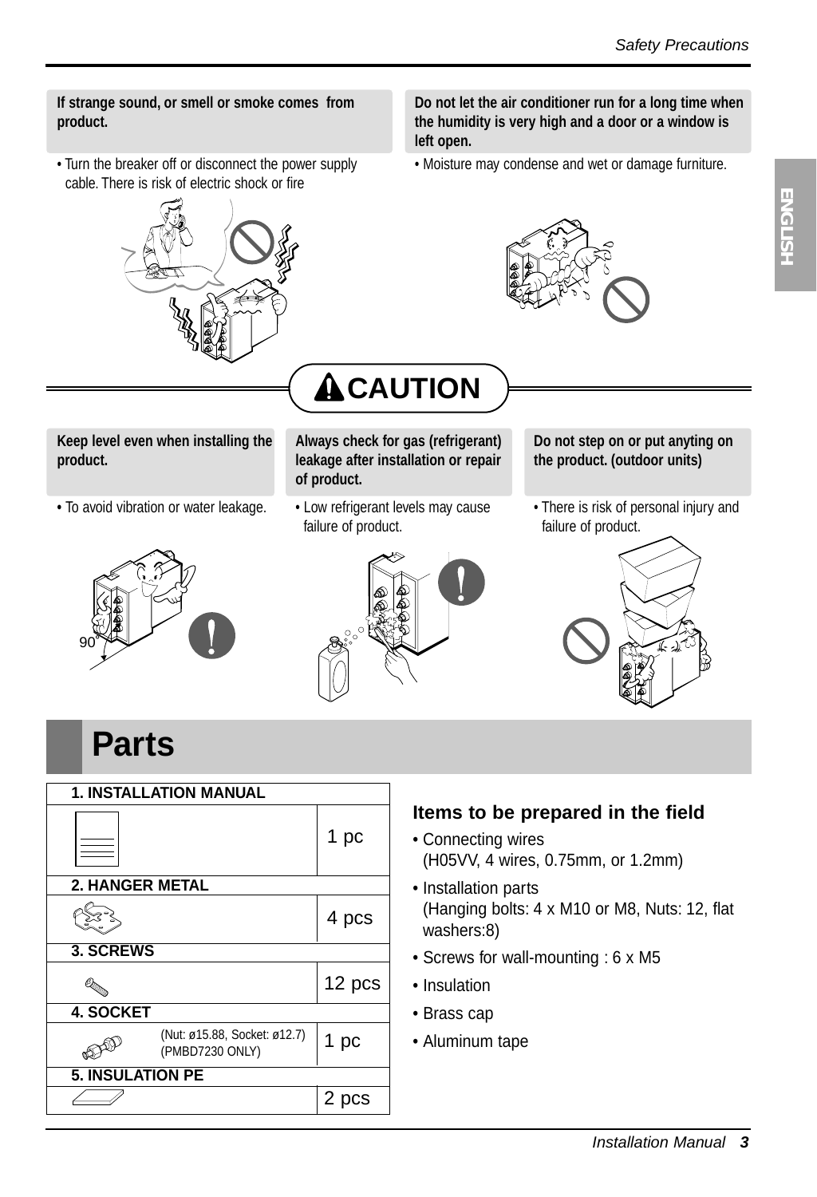**If strange sound, or smell or smoke comes from product.**

- Turn the breaker off or disconnect the power supply cable. There is risk of electric shock or fire

**Do not let the air conditioner run for a long time when the humidity is very high and a door or a window is left open.**

- Moisture may condense and wet or damage furniture.

## CAUTION

**Keep level even when installing the product.**

- To avoid vibration or water leakage.

90°

**Always check for gas (refrigerant) leakage after installation or repair of product.**

- Low refrigerant levels may cause failure of product.

**Do not step on or put anyting on the product. (outdoor units)**

- There is risk of personal injury and failure of product.

# Parts

| 1. INSTALLATION MANUAL | |
|---|---|
| | 1 pc |
| **2. HANGER METAL** | |
| | 4 pcs |
| **3. SCREWS** | |
| | 12 pcs |
| **4. SOCKET** | |
| (Nut: ø15.88, Socket: ø12.7) (PMBD7230 ONLY) | 1 pc |
| **5. INSULATION PE** | |
| | 2 pcs |

### Items to be prepared in the field

- Connecting wires
  (H05VV, 4 wires, 0.75mm, or 1.2mm)
- Installation parts
  (Hanging bolts: 4 x M10 or M8, Nuts: 12, flat washers:8)
- Screws for wall-mounting : 6 x M5
- Insulation
- Brass cap
- Aluminum tape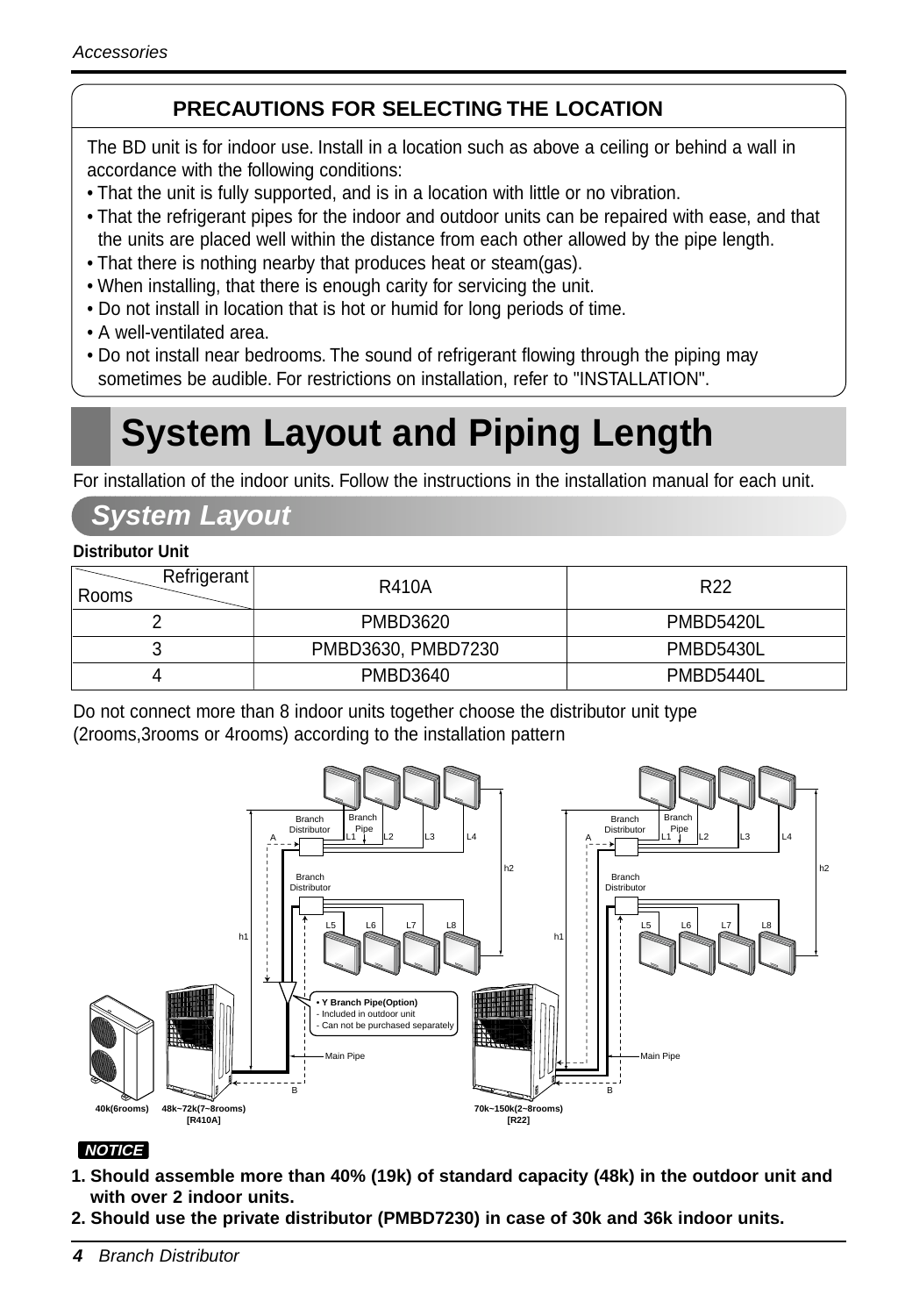## PRECAUTIONS FOR SELECTING THE LOCATION

The BD unit is for indoor use. Install in a location such as above a ceiling or behind a wall in accordance with the following conditions:

- That the unit is fully supported, and is in a location with little or no vibration.
- That the refrigerant pipes for the indoor and outdoor units can be repaired with ease, and that the units are placed well within the distance from each other allowed by the pipe length.
- That there is nothing nearby that produces heat or steam(gas).
- When installing, that there is enough carity for servicing the unit.
- Do not install in location that is hot or humid for long periods of time.
- A well-ventilated area.
- Do not install near bedrooms. The sound of refrigerant flowing through the piping may sometimes be audible. For restrictions on installation, refer to "INSTALLATION".

# System Layout and Piping Length

For installation of the indoor units. Follow the instructions in the installation manual for each unit.

## System Layout

**Distributor Unit**

| Rooms \ Refrigerant | R410A | R22 |
|---|---|---|
| 2 | PMBD3620 | PMBD5420L |
| 3 | PMBD3630, PMBD7230 | PMBD5430L |
| 4 | PMBD3640 | PMBD5440L |

Do not connect more than 8 indoor units together choose the distributor unit type (2rooms,3rooms or 4rooms) according to the installation pattern

Branch Distributor, Branch Pipe, A, L1, L2, L3, L4, h2, Branch Distributor, L5, L6, L7, L8, h1

- Y Branch Pipe(Option)
- Included in outdoor unit
- Can not be purchased separately

Main Pipe, B

40k(6rooms) 48k~72k(7~8rooms) [R410A]

70k~150k(2~8rooms) [R22]

**NOTICE**

1. **Should assemble more than 40% (19k) of standard capacity (48k) in the outdoor unit and with over 2 indoor units.**
2. **Should use the private distributor (PMBD7230) in case of 30k and 36k indoor units.**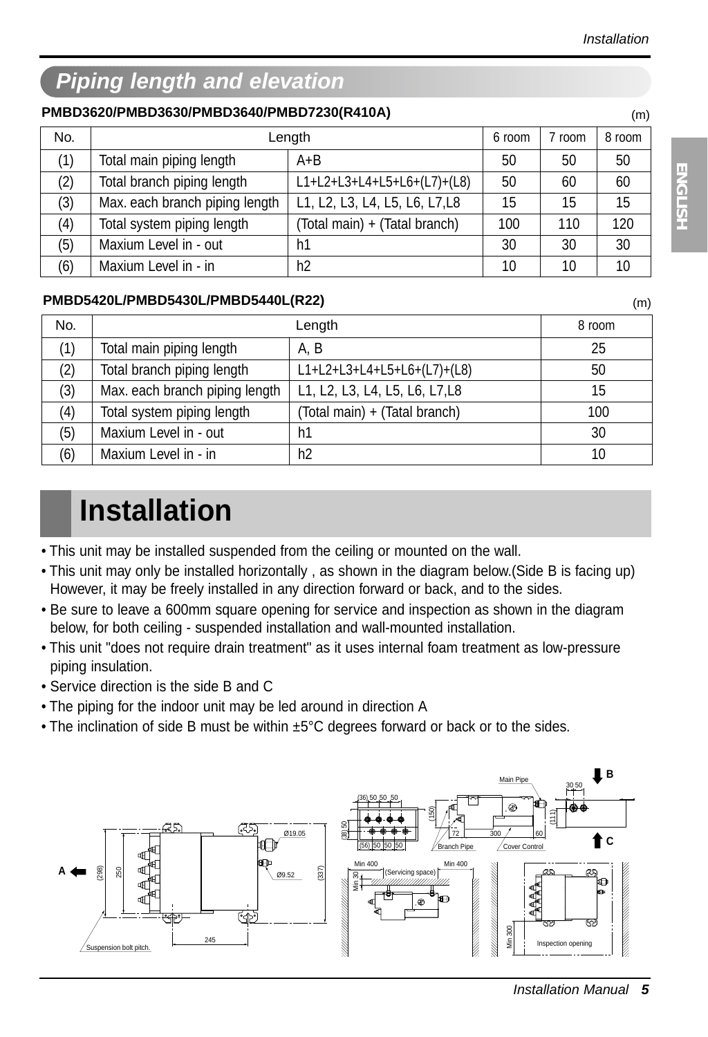## Piping length and elevation

**PMBD3620/PMBD3630/PMBD3640/PMBD7230(R410A)**

(m)

| No. | Length | | 6 room | 7 room | 8 room |
|---|---|---|---|---|---|
| (1) | Total main piping length | A+B | 50 | 50 | 50 |
| (2) | Total branch piping length | L1+L2+L3+L4+L5+L6+(L7)+(L8) | 50 | 60 | 60 |
| (3) | Max. each branch piping length | L1, L2, L3, L4, L5, L6, L7,L8 | 15 | 15 | 15 |
| (4) | Total system piping length | (Total main) + (Tatal branch) | 100 | 110 | 120 |
| (5) | Maxium Level in - out | h1 | 30 | 30 | 30 |
| (6) | Maxium Level in - in | h2 | 10 | 10 | 10 |

**PMBD5420L/PMBD5430L/PMBD5440L(R22)**

(m)

| No. | Length | | 8 room |
|---|---|---|---|
| (1) | Total main piping length | A, B | 25 |
| (2) | Total branch piping length | L1+L2+L3+L4+L5+L6+(L7)+(L8) | 50 |
| (3) | Max. each branch piping length | L1, L2, L3, L4, L5, L6, L7,L8 | 15 |
| (4) | Total system piping length | (Total main) + (Tatal branch) | 100 |
| (5) | Maxium Level in - out | h1 | 30 |
| (6) | Maxium Level in - in | h2 | 10 |

# Installation

- This unit may be installed suspended from the ceiling or mounted on the wall.
- This unit may only be installed horizontally , as shown in the diagram below.(Side B is facing up) However, it may be freely installed in any direction forward or back, and to the sides.
- Be sure to leave a 600mm square opening for service and inspection as shown in the diagram below, for both ceiling - suspended installation and wall-mounted installation.
- This unit "does not require drain treatment" as it uses internal foam treatment as low-pressure piping insulation.
- Service direction is the side B and C
- The piping for the indoor unit may be led around in direction A
- The inclination of side B must be within ±5°C degrees forward or back or to the sides.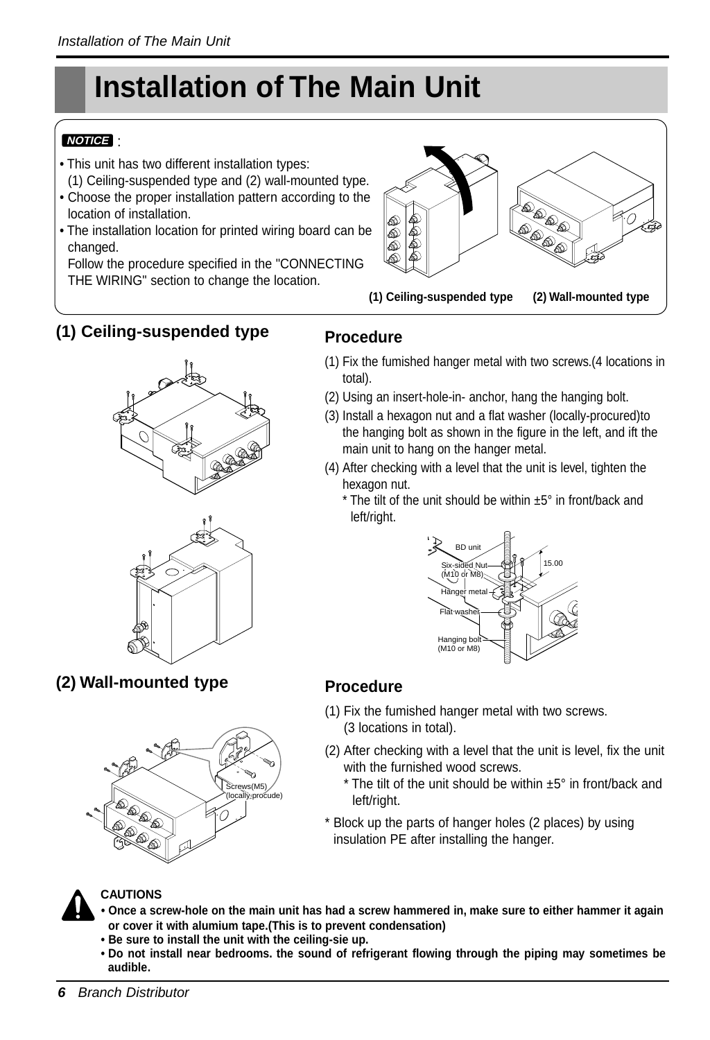# Installation of The Main Unit

**NOTICE** :

- This unit has two different installation types:
  (1) Ceiling-suspended type and (2) wall-mounted type.
- Choose the proper installation pattern according to the location of installation.
- The installation location for printed wiring board can be changed.
  Follow the procedure specified in the "CONNECTING THE WIRING" section to change the location.

**(1) Ceiling-suspended type** **(2) Wall-mounted type**

## (1) Ceiling-suspended type

### Procedure

(1) Fix the fumished hanger metal with two screws.(4 locations in total).

(2) Using an insert-hole-in- anchor, hang the hanging bolt.

(3) Install a hexagon nut and a flat washer (locally-procured)to the hanging bolt as shown in the figure in the left, and ift the main unit to hang on the hanger metal.

(4) After checking with a level that the unit is level, tighten the hexagon nut.
  * The tilt of the unit should be within ±5° in front/back and left/right.

BD unit
Six-sided Nut (M10 or M8)
Hanger metal
Flat washer
Hanging bolt (M10 or M8)
15.00

## (2) Wall-mounted type

Screws(M5) (locally procude)

### Procedure

(1) Fix the fumished hanger metal with two screws. (3 locations in total).

(2) After checking with a level that the unit is level, fix the unit with the furnished wood screws.
  * The tilt of the unit should be within ±5° in front/back and left/right.

* Block up the parts of hanger holes (2 places) by using insulation PE after installing the hanger.

**CAUTIONS**

- **Once a screw-hole on the main unit has had a screw hammered in, make sure to either hammer it again or cover it with alumium tape.(This is to prevent condensation)**
- **Be sure to install the unit with the ceiling-sie up.**
- **Do not install near bedrooms. the sound of refrigerant flowing through the piping may sometimes be audible.**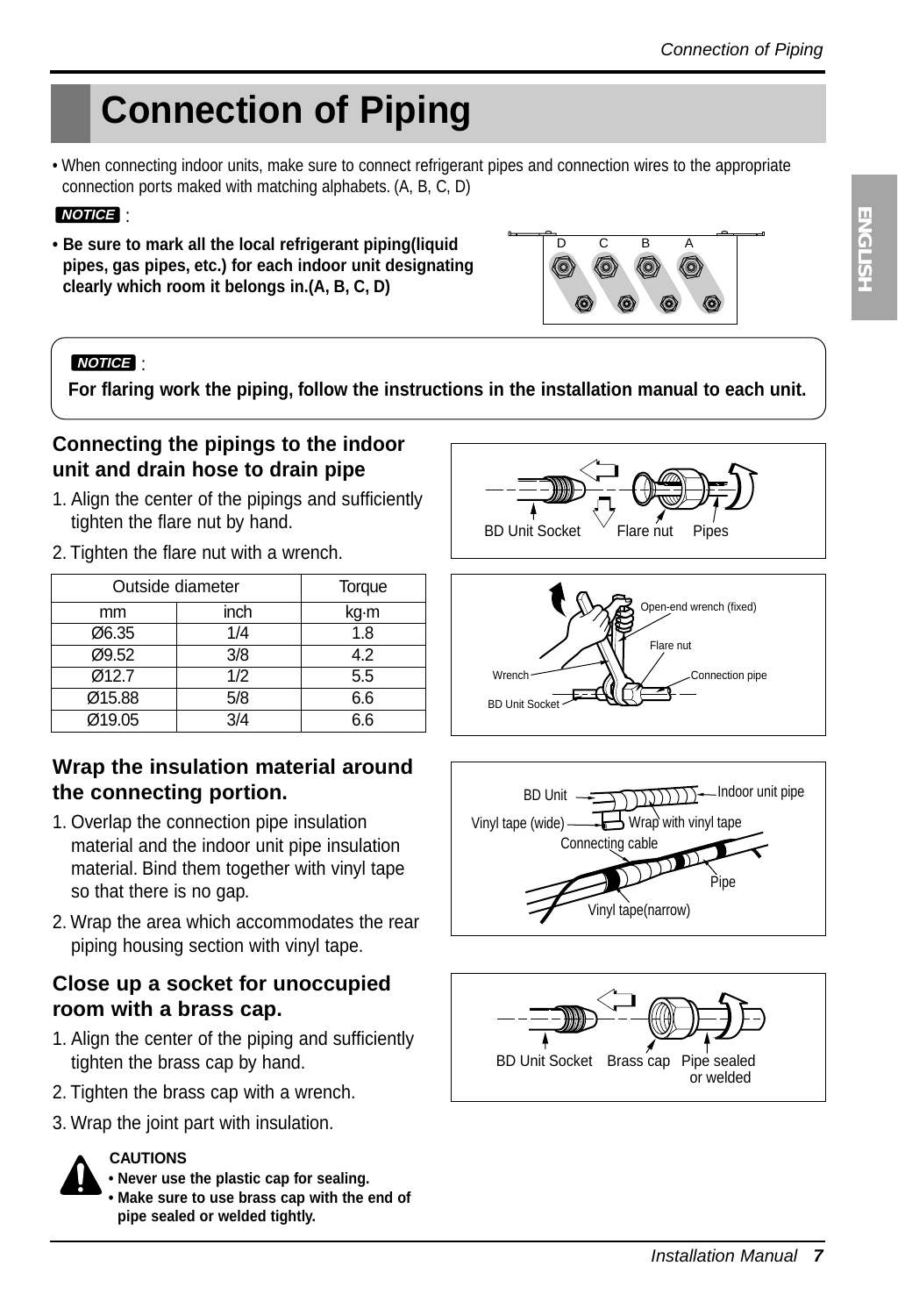# Connection of Piping

- When connecting indoor units, make sure to connect refrigerant pipes and connection wires to the appropriate connection ports maked with matching alphabets. (A, B, C, D)

**NOTICE** :

- **Be sure to mark all the local refrigerant piping(liquid pipes, gas pipes, etc.) for each indoor unit designating clearly which room it belongs in.(A, B, C, D)**

**NOTICE** :

**For flaring work the piping, follow the instructions in the installation manual to each unit.**

## Connecting the pipings to the indoor unit and drain hose to drain pipe

1. Align the center of the pipings and sufficiently tighten the flare nut by hand.
2. Tighten the flare nut with a wrench.

| Outside diameter | | Torque |
|---|---|---|
| mm | inch | kg·m |
| Ø6.35 | 1/4 | 1.8 |
| Ø9.52 | 3/8 | 4.2 |
| Ø12.7 | 1/2 | 5.5 |
| Ø15.88 | 5/8 | 6.6 |
| Ø19.05 | 3/4 | 6.6 |

## Wrap the insulation material around the connecting portion.

1. Overlap the connection pipe insulation material and the indoor unit pipe insulation material. Bind them together with vinyl tape so that there is no gap.
2. Wrap the area which accommodates the rear piping housing section with vinyl tape.

## Close up a socket for unoccupied room with a brass cap.

1. Align the center of the piping and sufficiently tighten the brass cap by hand.
2. Tighten the brass cap with a wrench.
3. Wrap the joint part with insulation.

**CAUTIONS**
- **Never use the plastic cap for sealing.**
- **Make sure to use brass cap with the end of pipe sealed or welded tightly.**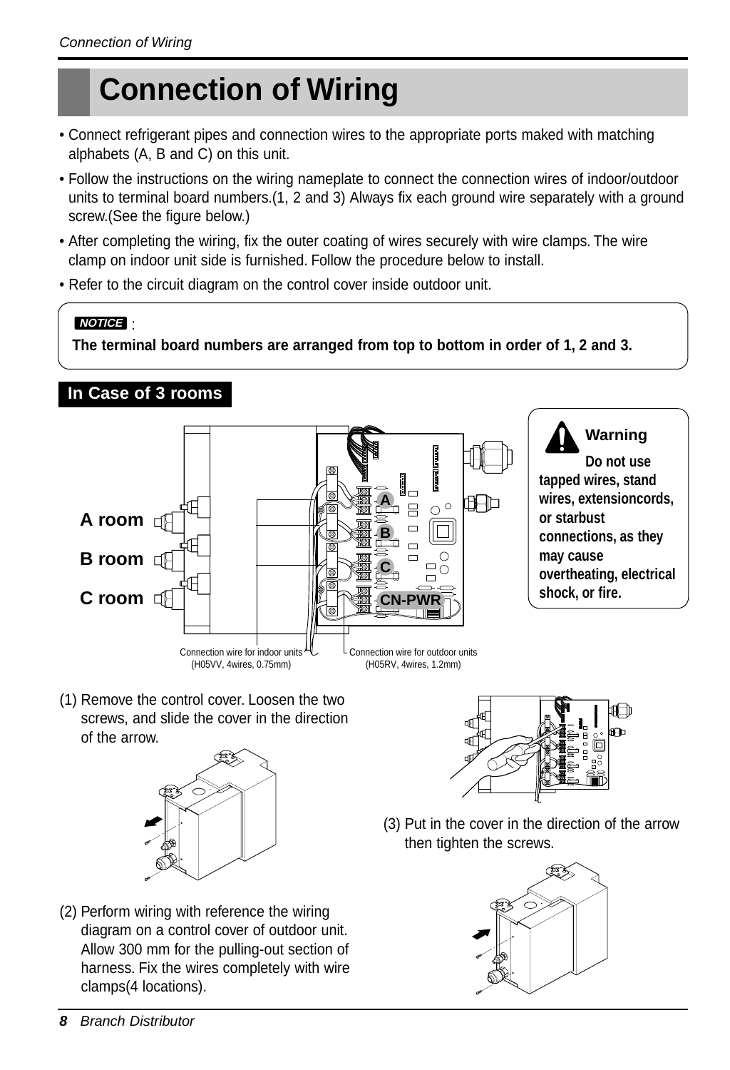# Connection of Wiring

- Connect refrigerant pipes and connection wires to the appropriate ports maked with matching alphabets (A, B and C) on this unit.
- Follow the instructions on the wiring nameplate to connect the connection wires of indoor/outdoor units to terminal board numbers.(1, 2 and 3) Always fix each ground wire separately with a ground screw.(See the figure below.)
- After completing the wiring, fix the outer coating of wires securely with wire clamps. The wire clamp on indoor unit side is furnished. Follow the procedure below to install.
- Refer to the circuit diagram on the control cover inside outdoor unit.

> **NOTICE** :
> **The terminal board numbers are arranged from top to bottom in order of 1, 2 and 3.**

## In Case of 3 rooms

A room

B room

C room

A

B

C

CN-PWR

Connection wire for indoor units (H05VV, 4wires, 0.75mm)

Connection wire for outdoor units (H05RV, 4wires, 1.2mm)

> **Warning**
> **Do not use tapped wires, stand wires, extensioncords, or starburst connections, as they may cause overtheating, electrical shock, or fire.**

(1) Remove the control cover. Loosen the two screws, and slide the cover in the direction of the arrow.

(2) Perform wiring with reference the wiring diagram on a control cover of outdoor unit. Allow 300 mm for the pulling-out section of harness. Fix the wires completely with wire clamps(4 locations).

(3) Put in the cover in the direction of the arrow then tighten the screws.